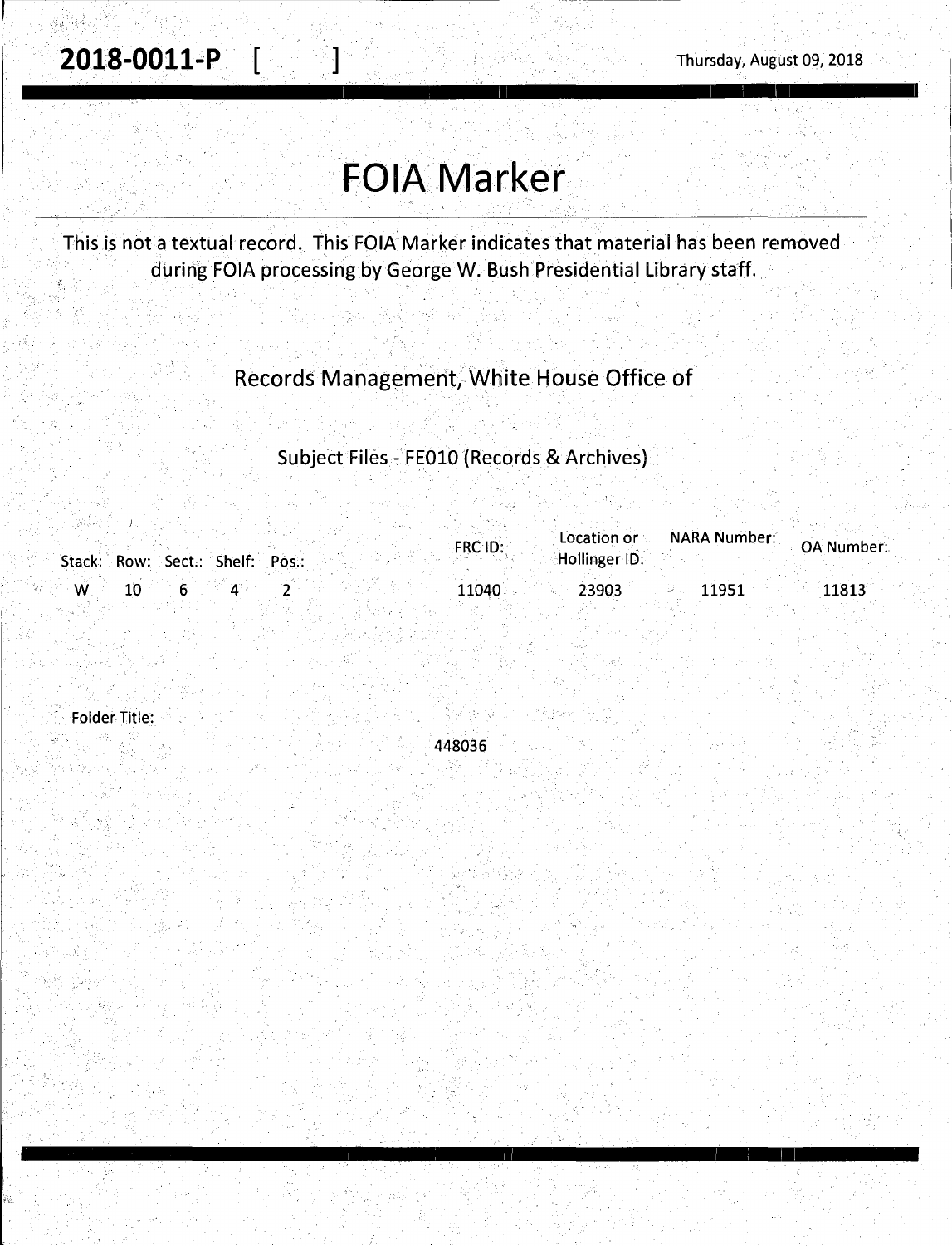**2018-0011-P [ ]** Thursday, August 09, 2018

# FOIA Marker

This is not a textual record. This FOIA Marker indicates that material has been removed during FOIA processing by George W. Bush Presidential Library staff.

## Records Management, White House Office of

### Subject Files - FE010 (Records & Archives)

| Stack: | Row: | Sect.: | Shelf: | Pos.: | FRC ID: | Location or Hollinger ID: | NARA Number: | OA Number: |
|---|---|---|---|---|---|---|---|---|
| W | 10 | 6 | 4 | 2 | 11040 | 23903 | 11951 | 11813 |

Folder Title:

448036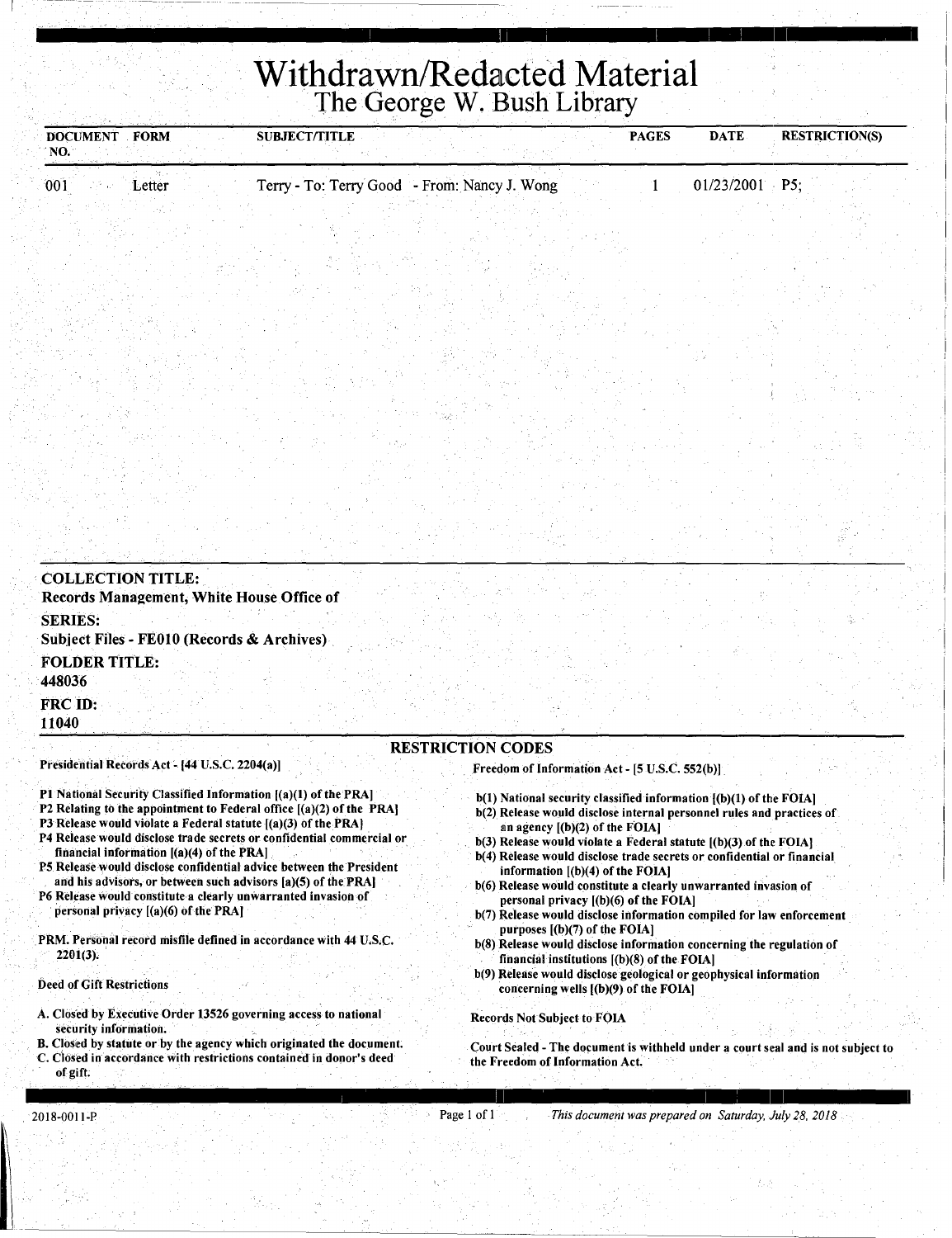# Withdrawn/Redacted Material

## The George W. Bush Library

| DOCUMENT NO. | FORM | SUBJECT/TITLE | PAGES | DATE | RESTRICTION(S) |
|---|---|---|---|---|---|
| 001 | Letter | Terry - To: Terry Good - From: Nancy J. Wong | 1 | 01/23/2001 | P5; |

**COLLECTION TITLE:**
Records Management, White House Office of

**SERIES:**
Subject Files - FE010 (Records & Archives)

**FOLDER TITLE:**
448036

**FRC ID:**
11040

### RESTRICTION CODES

**Presidential Records Act - [44 U.S.C. 2204(a)]**

- P1 National Security Classified Information [(a)(1) of the PRA]
- P2 Relating to the appointment to Federal office [(a)(2) of the PRA]
- P3 Release would violate a Federal statute [(a)(3) of the PRA]
- P4 Release would disclose trade secrets or confidential commercial or financial information [(a)(4) of the PRA]
- P5 Release would disclose confidential advice between the President and his advisors, or between such advisors [a)(5) of the PRA]
- P6 Release would constitute a clearly unwarranted invasion of personal privacy [(a)(6) of the PRA]

PRM. Personal record misfile defined in accordance with 44 U.S.C. 2201(3).

**Deed of Gift Restrictions**

- A. Closed by Executive Order 13526 governing access to national security information.
- B. Closed by statute or by the agency which originated the document.
- C. Closed in accordance with restrictions contained in donor's deed of gift.

**Freedom of Information Act - [5 U.S.C. 552(b)]**

- b(1) National security classified information [(b)(1) of the FOIA]
- b(2) Release would disclose internal personnel rules and practices of an agency [(b)(2) of the FOIA]
- b(3) Release would violate a Federal statute [(b)(3) of the FOIA]
- b(4) Release would disclose trade secrets or confidential or financial information [(b)(4) of the FOIA]
- b(6) Release would constitute a clearly unwarranted invasion of personal privacy [(b)(6) of the FOIA]
- b(7) Release would disclose information compiled for law enforcement purposes [(b)(7) of the FOIA]
- b(8) Release would disclose information concerning the regulation of financial institutions [(b)(8) of the FOIA]
- b(9) Release would disclose geological or geophysical information concerning wells [(b)(9) of the FOIA]

Records Not Subject to FOIA

Court Sealed - The document is withheld under a court seal and is not subject to the Freedom of Information Act.

2018-0011-P

*This document was prepared on Saturday, July 28, 2018*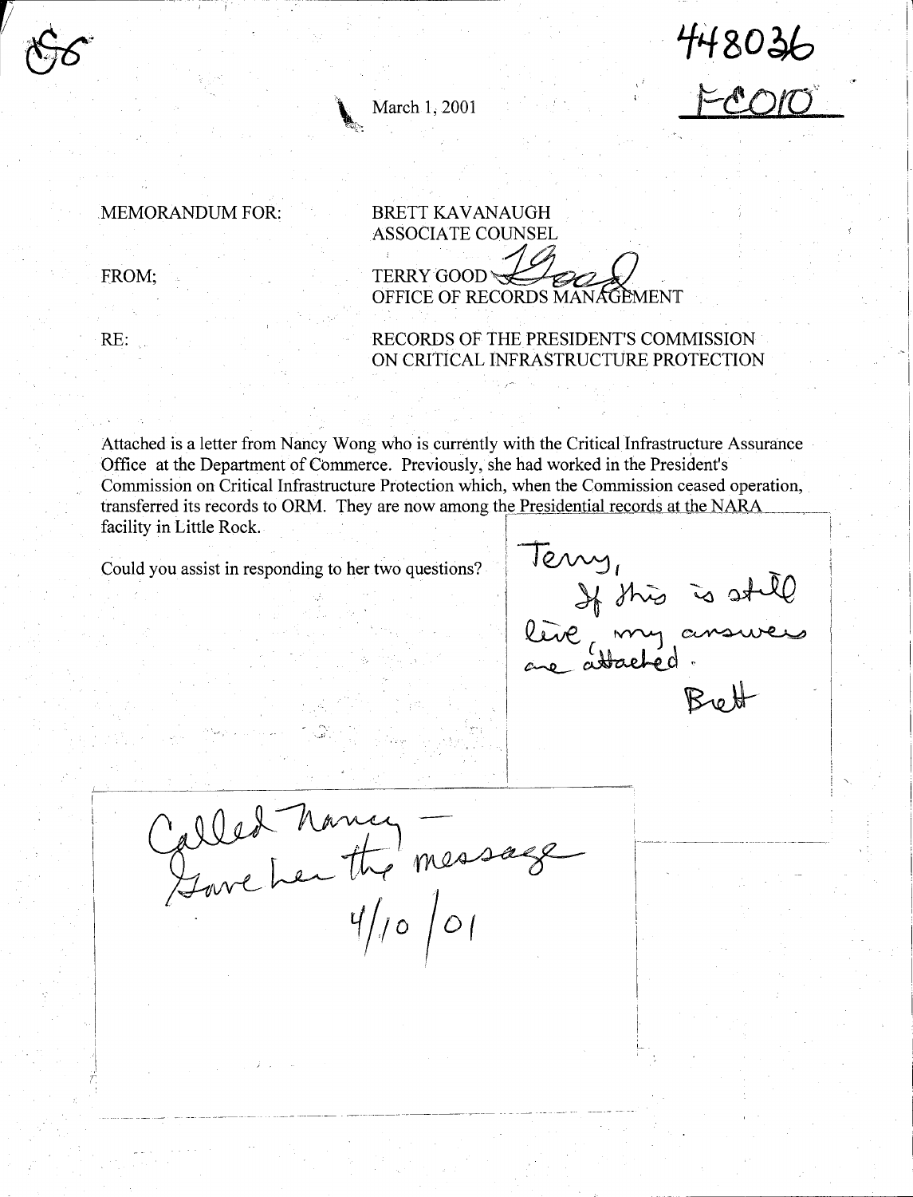56

448036
FE010

March 1, 2001

MEMORANDUM FOR: BRETT KAVANAUGH
ASSOCIATE COUNSEL

FROM; TERRY GOOD
OFFICE OF RECORDS MANAGEMENT

RE: RECORDS OF THE PRESIDENT'S COMMISSION ON CRITICAL INFRASTRUCTURE PROTECTION

Attached is a letter from Nancy Wong who is currently with the Critical Infrastructure Assurance Office at the Department of Commerce. Previously, she had worked in the President's Commission on Critical Infrastructure Protection which, when the Commission ceased operation, transferred its records to ORM. They are now among the Presidential records at the NARA facility in Little Rock.

Could you assist in responding to her two questions?

Terry,
If this is still live, my answers are attached.
Brett

Called Nancy —
Gave her the message
4/10/01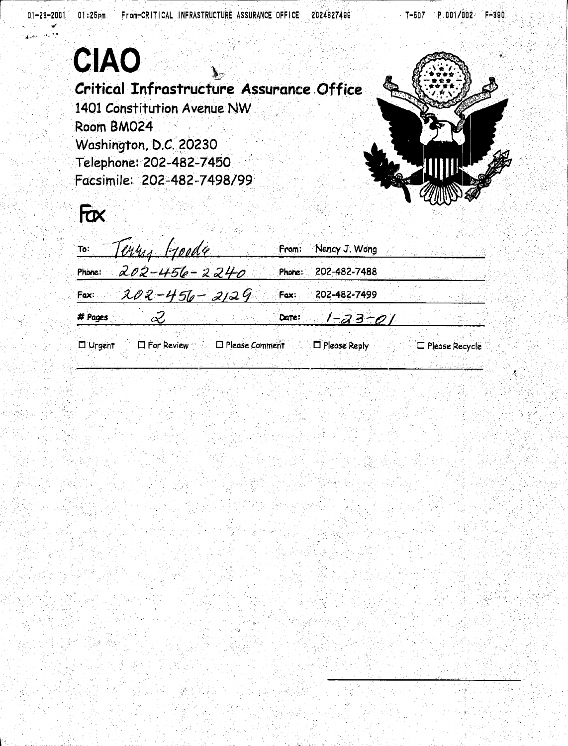# CIAO

**Critical Infrastructure Assurance Office**

1401 Constitution Avenue NW
Room BM024
Washington, D.C. 20230
Telephone: 202-482-7450
Facsimile: 202-482-7498/99

# Fax

| To: Terry Goode | From: Nancy J. Wong |
|---|---|
| Phone: 202-456-2240 | Phone: 202-482-7488 |
| Fax: 202-456-2129 | Fax: 202-482-7499 |
| # Pages 2 | Date: 1-23-01 |

☐ Urgent ☐ For Review ☐ Please Comment ☐ Please Reply ☐ Please Recycle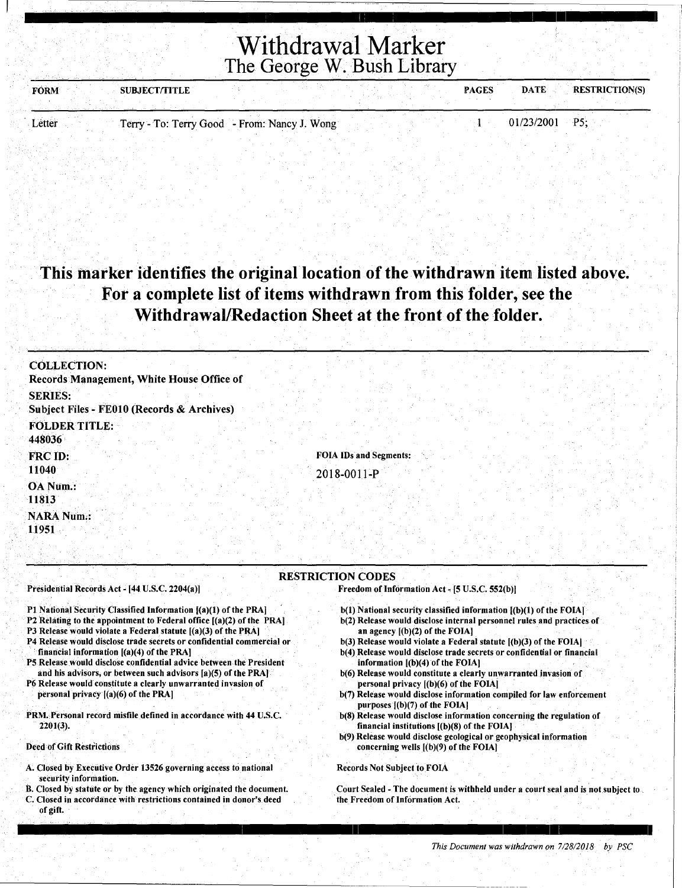# Withdrawal Marker
## The George W. Bush Library

| FORM | SUBJECT/TITLE | PAGES | DATE | RESTRICTION(S) |
|---|---|---|---|---|
| Letter | Terry - To: Terry Good - From: Nancy J. Wong | 1 | 01/23/2001 | P5; |

**This marker identifies the original location of the withdrawn item listed above. For a complete list of items withdrawn from this folder, see the Withdrawal/Redaction Sheet at the front of the folder.**

**COLLECTION:**
Records Management, White House Office of

**SERIES:**
Subject Files - FE010 (Records & Archives)

**FOLDER TITLE:**
448036

**FRC ID:**
11040

**OA Num.:**
11813

**NARA Num.:**
11951

**FOIA IDs and Segments:**
2018-0011-P

### RESTRICTION CODES

**Presidential Records Act - [44 U.S.C. 2204(a)]**

P1 National Security Classified Information [(a)(1) of the PRA]
P2 Relating to the appointment to Federal office [(a)(2) of the PRA]
P3 Release would violate a Federal statute [(a)(3) of the PRA]
P4 Release would disclose trade secrets or confidential commercial or financial information [(a)(4) of the PRA]
P5 Release would disclose confidential advice between the President and his advisors, or between such advisors [a)(5) of the PRA]
P6 Release would constitute a clearly unwarranted invasion of personal privacy [(a)(6) of the PRA]

PRM. Personal record misfile defined in accordance with 44 U.S.C. 2201(3).

Deed of Gift Restrictions

A. Closed by Executive Order 13526 governing access to national security information.
B. Closed by statute or by the agency which originated the document.
C. Closed in accordance with restrictions contained in donor's deed of gift.

**Freedom of Information Act - [5 U.S.C. 552(b)]**

b(1) National security classified information [(b)(1) of the FOIA]
b(2) Release would disclose internal personnel rules and practices of an agency [(b)(2) of the FOIA]
b(3) Release would violate a Federal statute [(b)(3) of the FOIA]
b(4) Release would disclose trade secrets or confidential or financial information [(b)(4) of the FOIA]
b(6) Release would constitute a clearly unwarranted invasion of personal privacy [(b)(6) of the FOIA]
b(7) Release would disclose information compiled for law enforcement purposes [(b)(7) of the FOIA]
b(8) Release would disclose information concerning the regulation of financial institutions [(b)(8) of the FOIA]
b(9) Release would disclose geological or geophysical information concerning wells [(b)(9) of the FOIA]

Records Not Subject to FOIA

Court Sealed - The document is withheld under a court seal and is not subject to the Freedom of Information Act.

*This Document was withdrawn on 7/28/2018 by PSC*